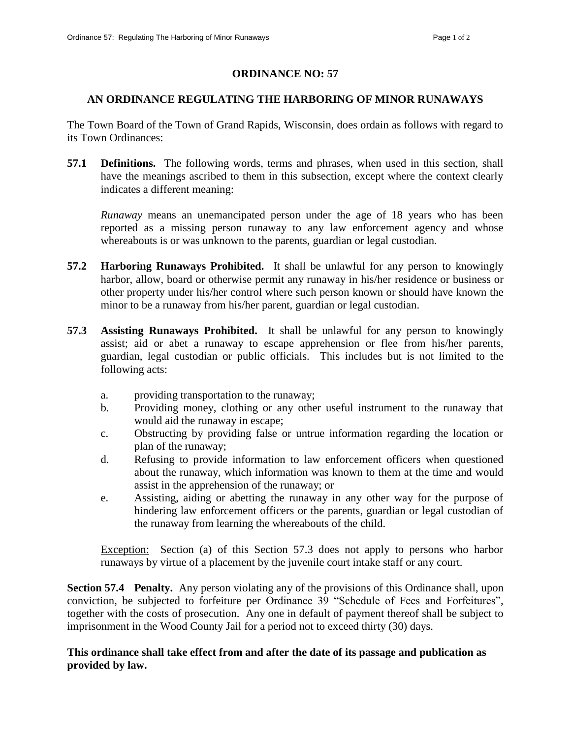# ORDINANCE NO: 57

## AN ORDINANCE REGULATING THE HARBORING OF MINOR RUNAWAYS

The Town Board of the Town of Grand Rapids, Wisconsin, does ordain as follows with regard to its Town Ordinances:

**57.1 Definitions.** The following words, terms and phrases, when used in this section, shall have the meanings ascribed to them in this subsection, except where the context clearly indicates a different meaning:

*Runaway* means an unemancipated person under the age of 18 years who has been reported as a missing person runaway to any law enforcement agency and whose whereabouts is or was unknown to the parents, guardian or legal custodian.

**57.2 Harboring Runaways Prohibited.** It shall be unlawful for any person to knowingly harbor, allow, board or otherwise permit any runaway in his/her residence or business or other property under his/her control where such person known or should have known the minor to be a runaway from his/her parent, guardian or legal custodian.

**57.3 Assisting Runaways Prohibited.** It shall be unlawful for any person to knowingly assist; aid or abet a runaway to escape apprehension or flee from his/her parents, guardian, legal custodian or public officials. This includes but is not limited to the following acts:

a. providing transportation to the runaway;
b. Providing money, clothing or any other useful instrument to the runaway that would aid the runaway in escape;
c. Obstructing by providing false or untrue information regarding the location or plan of the runaway;
d. Refusing to provide information to law enforcement officers when questioned about the runaway, which information was known to them at the time and would assist in the apprehension of the runaway; or
e. Assisting, aiding or abetting the runaway in any other way for the purpose of hindering law enforcement officers or the parents, guardian or legal custodian of the runaway from learning the whereabouts of the child.

Exception: Section (a) of this Section 57.3 does not apply to persons who harbor runaways by virtue of a placement by the juvenile court intake staff or any court.

**Section 57.4 Penalty.** Any person violating any of the provisions of this Ordinance shall, upon conviction, be subjected to forfeiture per Ordinance 39 "Schedule of Fees and Forfeitures", together with the costs of prosecution. Any one in default of payment thereof shall be subject to imprisonment in the Wood County Jail for a period not to exceed thirty (30) days.

**This ordinance shall take effect from and after the date of its passage and publication as provided by law.**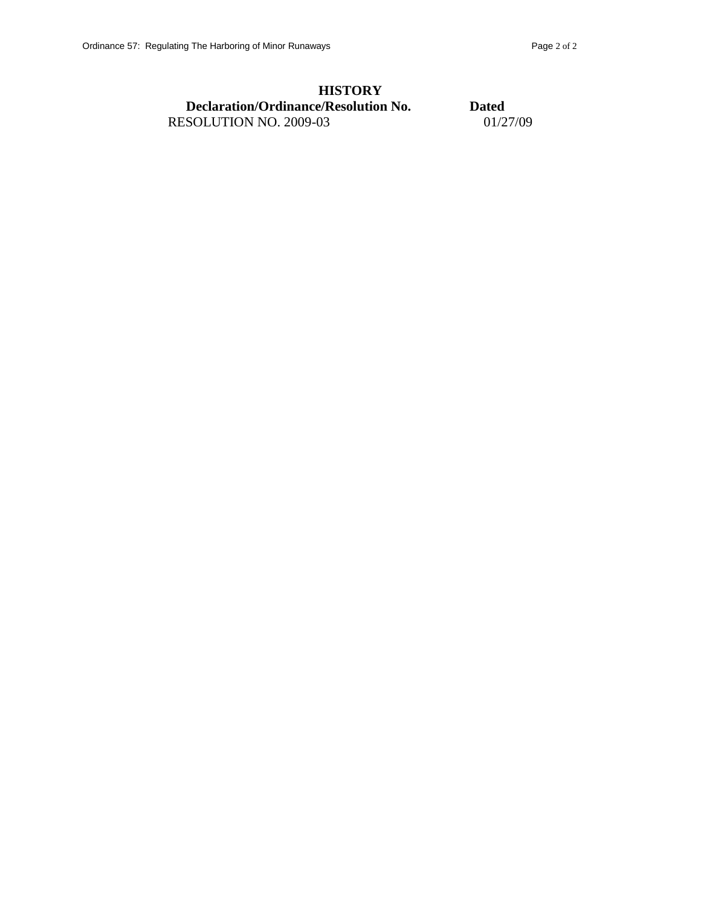**HISTORY**

| Declaration/Ordinance/Resolution No. | Dated |
| --- | --- |
| RESOLUTION NO. 2009-03 | 01/27/09 |